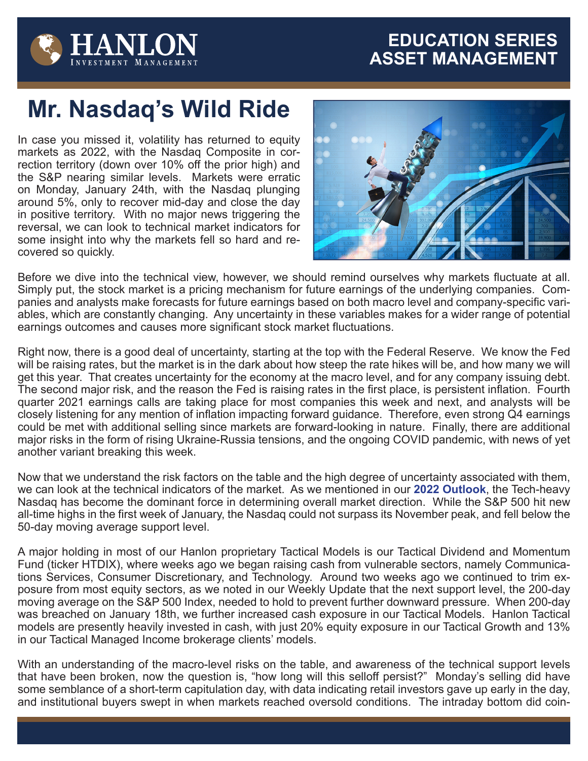# Mr. Nasdaq's Wild Ride

In case you missed it, volatility has returned to equity markets as 2022, with the Nasdaq Composite in correction territory (down over 10% off the prior high) and the S&P nearing similar levels. Markets were erratic on Monday, January 24th, with the Nasdaq plunging around 5%, only to recover mid-day and close the day in positive territory. With no major news triggering the reversal, we can look to technical market indicators for some insight into why the markets fell so hard and recovered so quickly.

Before we dive into the technical view, however, we should remind ourselves why markets fluctuate at all. Simply put, the stock market is a pricing mechanism for future earnings of the underlying companies. Companies and analysts make forecasts for future earnings based on both macro level and company-specific variables, which are constantly changing. Any uncertainty in these variables makes for a wider range of potential earnings outcomes and causes more significant stock market fluctuations.

Right now, there is a good deal of uncertainty, starting at the top with the Federal Reserve. We know the Fed will be raising rates, but the market is in the dark about how steep the rate hikes will be, and how many we will get this year. That creates uncertainty for the economy at the macro level, and for any company issuing debt. The second major risk, and the reason the Fed is raising rates in the first place, is persistent inflation. Fourth quarter 2021 earnings calls are taking place for most companies this week and next, and analysts will be closely listening for any mention of inflation impacting forward guidance. Therefore, even strong Q4 earnings could be met with additional selling since markets are forward-looking in nature. Finally, there are additional major risks in the form of rising Ukraine-Russia tensions, and the ongoing COVID pandemic, with news of yet another variant breaking this week.

Now that we understand the risk factors on the table and the high degree of uncertainty associated with them, we can look at the technical indicators of the market. As we mentioned in our **2022 Outlook**, the Tech-heavy Nasdaq has become the dominant force in determining overall market direction. While the S&P 500 hit new all-time highs in the first week of January, the Nasdaq could not surpass its November peak, and fell below the 50-day moving average support level.

A major holding in most of our Hanlon proprietary Tactical Models is our Tactical Dividend and Momentum Fund (ticker HTDIX), where weeks ago we began raising cash from vulnerable sectors, namely Communications Services, Consumer Discretionary, and Technology. Around two weeks ago we continued to trim exposure from most equity sectors, as we noted in our Weekly Update that the next support level, the 200-day moving average on the S&P 500 Index, needed to hold to prevent further downward pressure. When 200-day was breached on January 18th, we further increased cash exposure in our Tactical Models. Hanlon Tactical models are presently heavily invested in cash, with just 20% equity exposure in our Tactical Growth and 13% in our Tactical Managed Income brokerage clients' models.

With an understanding of the macro-level risks on the table, and awareness of the technical support levels that have been broken, now the question is, "how long will this selloff persist?" Monday's selling did have some semblance of a short-term capitulation day, with data indicating retail investors gave up early in the day, and institutional buyers swept in when markets reached oversold conditions. The intraday bottom did coin-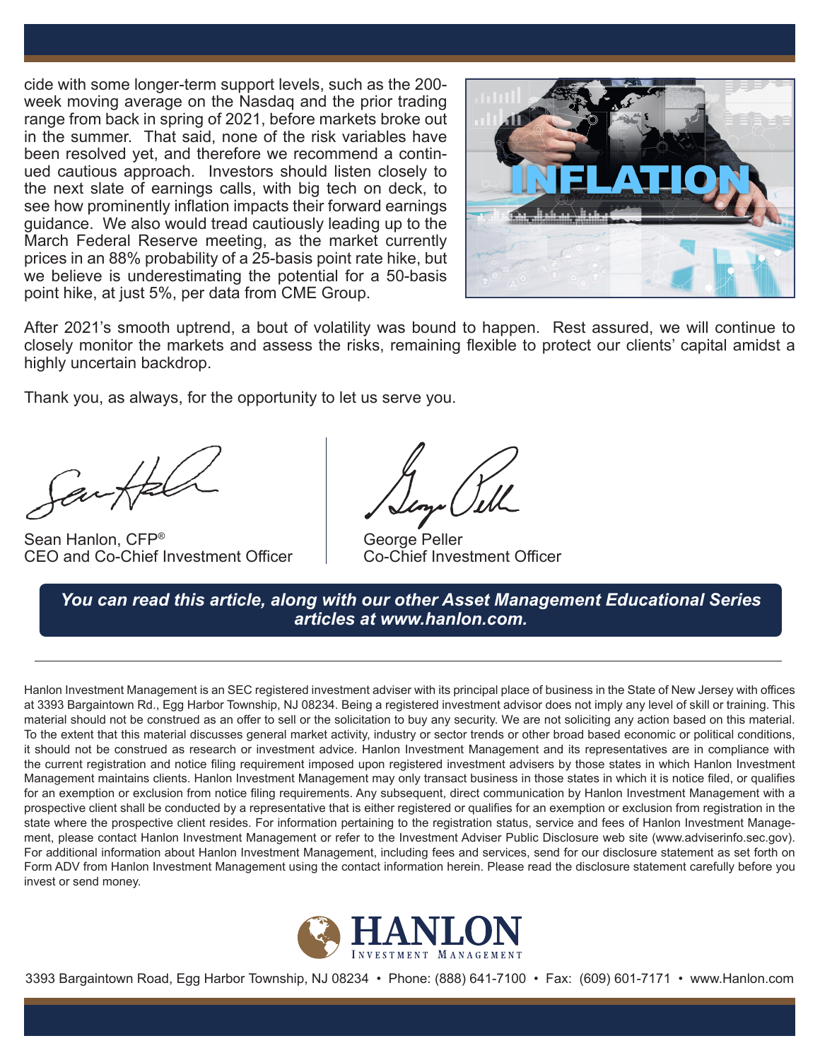cide with some longer-term support levels, such as the 200-week moving average on the Nasdaq and the prior trading range from back in spring of 2021, before markets broke out in the summer. That said, none of the risk variables have been resolved yet, and therefore we recommend a continued cautious approach. Investors should listen closely to the next slate of earnings calls, with big tech on deck, to see how prominently inflation impacts their forward earnings guidance. We also would tread cautiously leading up to the March Federal Reserve meeting, as the market currently prices in an 88% probability of a 25-basis point rate hike, but we believe is underestimating the potential for a 50-basis point hike, at just 5%, per data from CME Group.

After 2021's smooth uptrend, a bout of volatility was bound to happen. Rest assured, we will continue to closely monitor the markets and assess the risks, remaining flexible to protect our clients' capital amidst a highly uncertain backdrop.

Thank you, as always, for the opportunity to let us serve you.

Sean Hanlon, CFP®
CEO and Co-Chief Investment Officer

George Peller
Co-Chief Investment Officer

***You can read this article, along with our other Asset Management Educational Series articles at www.hanlon.com.***

---

Hanlon Investment Management is an SEC registered investment adviser with its principal place of business in the State of New Jersey with offices at 3393 Bargaintown Rd., Egg Harbor Township, NJ 08234. Being a registered investment advisor does not imply any level of skill or training. This material should not be construed as an offer to sell or the solicitation to buy any security. We are not soliciting any action based on this material. To the extent that this material discusses general market activity, industry or sector trends or other broad based economic or political conditions, it should not be construed as research or investment advice. Hanlon Investment Management and its representatives are in compliance with the current registration and notice filing requirement imposed upon registered investment advisers by those states in which Hanlon Investment Management maintains clients. Hanlon Investment Management may only transact business in those states in which it is notice filed, or qualifies for an exemption or exclusion from notice filing requirements. Any subsequent, direct communication by Hanlon Investment Management with a prospective client shall be conducted by a representative that is either registered or qualifies for an exemption or exclusion from registration in the state where the prospective client resides. For information pertaining to the registration status, service and fees of Hanlon Investment Management, please contact Hanlon Investment Management or refer to the Investment Adviser Public Disclosure web site (www.adviserinfo.sec.gov). For additional information about Hanlon Investment Management, including fees and services, send for our disclosure statement as set forth on Form ADV from Hanlon Investment Management using the contact information herein. Please read the disclosure statement carefully before you invest or send money.

HANLON
INVESTMENT MANAGEMENT

3393 Bargaintown Road, Egg Harbor Township, NJ 08234 • Phone: (888) 641-7100 • Fax: (609) 601-7171 • www.Hanlon.com